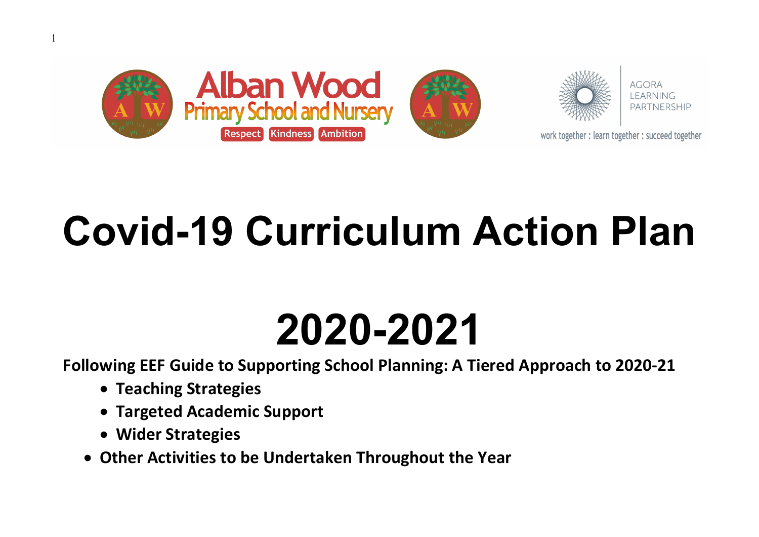Alban Wood Primary School and Nursery

Respect Kindness Ambition

AGORA LEARNING PARTNERSHIP

work together : learn together : succeed together

# Covid-19 Curriculum Action Plan

# 2020-2021

**Following EEF Guide to Supporting School Planning: A Tiered Approach to 2020-21**

- **Teaching Strategies**
- **Targeted Academic Support**
- **Wider Strategies**

- **Other Activities to be Undertaken Throughout the Year**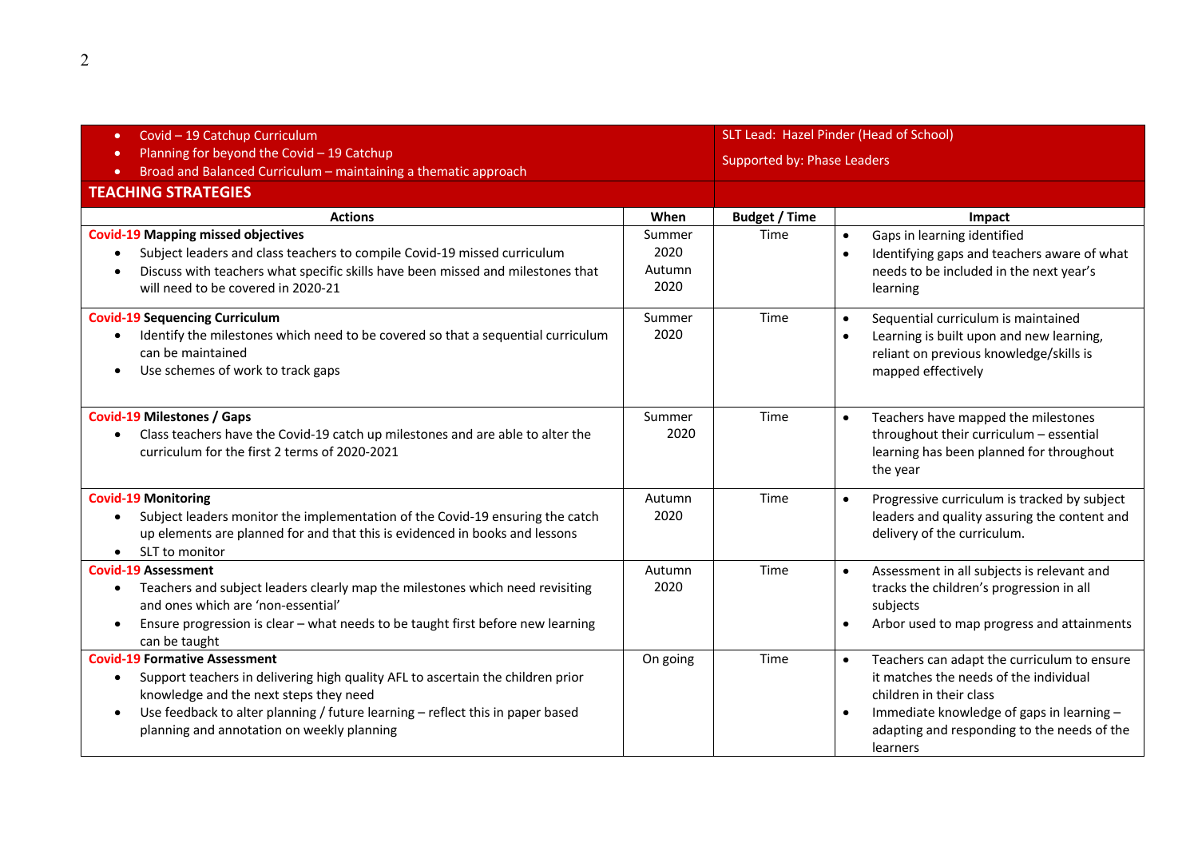- Covid – 19 Catchup Curriculum
- Planning for beyond the Covid – 19 Catchup
- Broad and Balanced Curriculum – maintaining a thematic approach

SLT Lead: Hazel Pinder (Head of School)

Supported by: Phase Leaders

## TEACHING STRATEGIES

| Actions | When | Budget / Time | Impact |
|---|---|---|---|
| **Covid-19 Mapping missed objectives**<br>• Subject leaders and class teachers to compile Covid-19 missed curriculum<br>• Discuss with teachers what specific skills have been missed and milestones that will need to be covered in 2020-21 | Summer 2020 Autumn 2020 | Time | • Gaps in learning identified<br>• Identifying gaps and teachers aware of what needs to be included in the next year's learning |
| **Covid-19 Sequencing Curriculum**<br>• Identify the milestones which need to be covered so that a sequential curriculum can be maintained<br>• Use schemes of work to track gaps | Summer 2020 | Time | • Sequential curriculum is maintained<br>• Learning is built upon and new learning, reliant on previous knowledge/skills is mapped effectively |
| **Covid-19 Milestones / Gaps**<br>• Class teachers have the Covid-19 catch up milestones and are able to alter the curriculum for the first 2 terms of 2020-2021 | Summer 2020 | Time | • Teachers have mapped the milestones throughout their curriculum – essential learning has been planned for throughout the year |
| **Covid-19 Monitoring**<br>• Subject leaders monitor the implementation of the Covid-19 ensuring the catch up elements are planned for and that this is evidenced in books and lessons<br>• SLT to monitor | Autumn 2020 | Time | • Progressive curriculum is tracked by subject leaders and quality assuring the content and delivery of the curriculum. |
| **Covid-19 Assessment**<br>• Teachers and subject leaders clearly map the milestones which need revisiting and ones which are 'non-essential'<br>• Ensure progression is clear – what needs to be taught first before new learning can be taught | Autumn 2020 | Time | • Assessment in all subjects is relevant and tracks the children's progression in all subjects<br>• Arbor used to map progress and attainments |
| **Covid-19 Formative Assessment**<br>• Support teachers in delivering high quality AFL to ascertain the children prior knowledge and the next steps they need<br>• Use feedback to alter planning / future learning – reflect this in paper based planning and annotation on weekly planning | On going | Time | • Teachers can adapt the curriculum to ensure it matches the needs of the individual children in their class<br>• Immediate knowledge of gaps in learning – adapting and responding to the needs of the learners |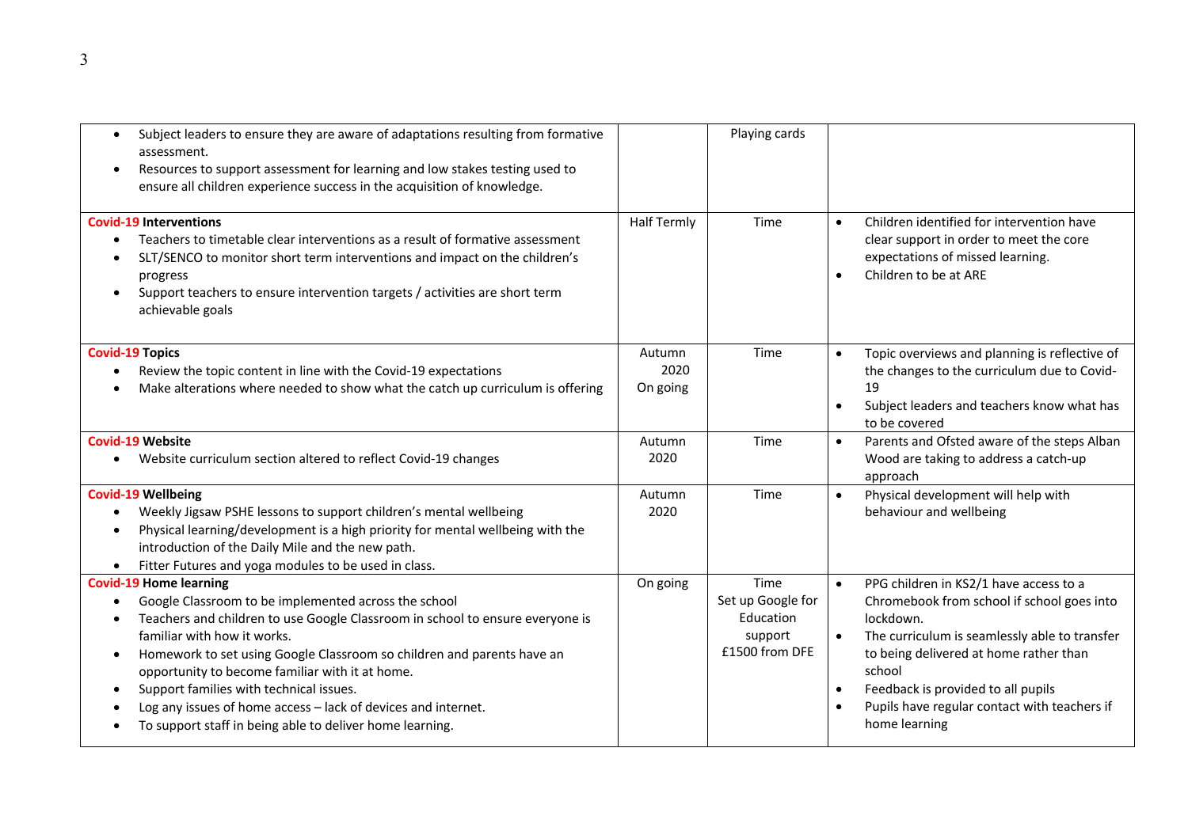| | | | |
|---|---|---|---|
| <ul><li>Subject leaders to ensure they are aware of adaptations resulting from formative assessment.</li><li>Resources to support assessment for learning and low stakes testing used to ensure all children experience success in the acquisition of knowledge.</li></ul> | | Playing cards | |
| **Covid-19 Interventions**<ul><li>Teachers to timetable clear interventions as a result of formative assessment</li><li>SLT/SENCO to monitor short term interventions and impact on the children's progress</li><li>Support teachers to ensure intervention targets / activities are short term achievable goals</li></ul> | Half Termly | Time | <ul><li>Children identified for intervention have clear support in order to meet the core expectations of missed learning.</li><li>Children to be at ARE</li></ul> |
| **Covid-19 Topics**<ul><li>Review the topic content in line with the Covid-19 expectations</li><li>Make alterations where needed to show what the catch up curriculum is offering</li></ul> | Autumn 2020 On going | Time | <ul><li>Topic overviews and planning is reflective of the changes to the curriculum due to Covid-19</li><li>Subject leaders and teachers know what has to be covered</li></ul> |
| **Covid-19 Website**<ul><li>Website curriculum section altered to reflect Covid-19 changes</li></ul> | Autumn 2020 | Time | <ul><li>Parents and Ofsted aware of the steps Alban Wood are taking to address a catch-up approach</li></ul> |
| **Covid-19 Wellbeing**<ul><li>Weekly Jigsaw PSHE lessons to support children's mental wellbeing</li><li>Physical learning/development is a high priority for mental wellbeing with the introduction of the Daily Mile and the new path.</li><li>Fitter Futures and yoga modules to be used in class.</li></ul> | Autumn 2020 | Time | <ul><li>Physical development will help with behaviour and wellbeing</li></ul> |
| **Covid-19 Home learning**<ul><li>Google Classroom to be implemented across the school</li><li>Teachers and children to use Google Classroom in school to ensure everyone is familiar with how it works.</li><li>Homework to set using Google Classroom so children and parents have an opportunity to become familiar with it at home.</li><li>Support families with technical issues.</li><li>Log any issues of home access – lack of devices and internet.</li><li>To support staff in being able to deliver home learning.</li></ul> | On going | Time<br>Set up Google for Education support £1500 from DFE | <ul><li>PPG children in KS2/1 have access to a Chromebook from school if school goes into lockdown.</li><li>The curriculum is seamlessly able to transfer to being delivered at home rather than school</li><li>Feedback is provided to all pupils</li><li>Pupils have regular contact with teachers if home learning</li></ul> |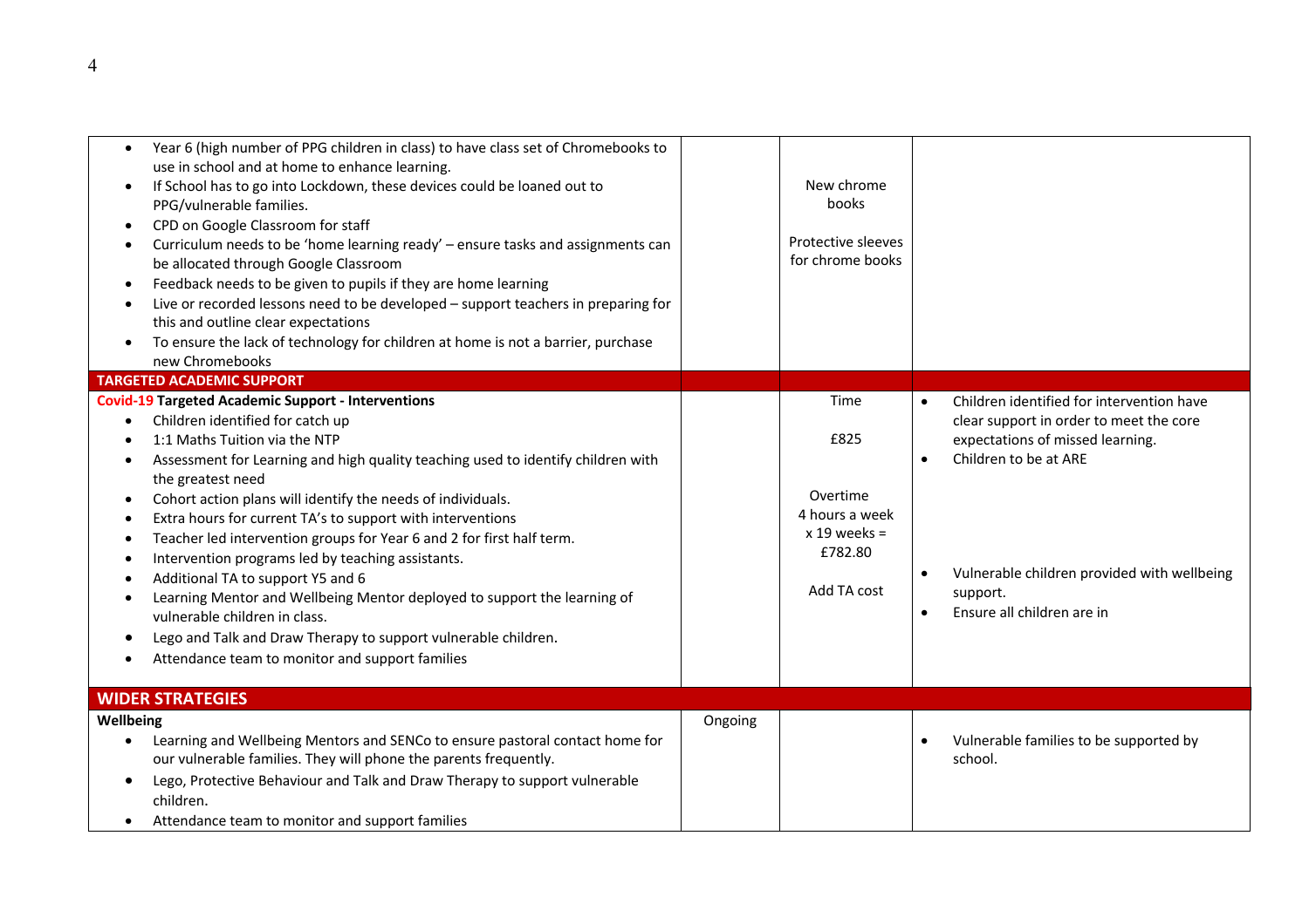| | | | |
|---|---|---|---|
| • Year 6 (high number of PPG children in class) to have class set of Chromebooks to use in school and at home to enhance learning.<br>• If School has to go into Lockdown, these devices could be loaned out to PPG/vulnerable families.<br>• CPD on Google Classroom for staff<br>• Curriculum needs to be 'home learning ready' – ensure tasks and assignments can be allocated through Google Classroom<br>• Feedback needs to be given to pupils if they are home learning<br>• Live or recorded lessons need to be developed – support teachers in preparing for this and outline clear expectations<br>• To ensure the lack of technology for children at home is not a barrier, purchase new Chromebooks | | New chrome books<br><br>Protective sleeves for chrome books | |
| **TARGETED ACADEMIC SUPPORT** | | | |
| **Covid-19 Targeted Academic Support - Interventions**<br>• Children identified for catch up<br>• 1:1 Maths Tuition via the NTP<br>• Assessment for Learning and high quality teaching used to identify children with the greatest need<br>• Cohort action plans will identify the needs of individuals.<br>• Extra hours for current TA's to support with interventions<br>• Teacher led intervention groups for Year 6 and 2 for first half term.<br>• Intervention programs led by teaching assistants.<br>• Additional TA to support Y5 and 6<br>• Learning Mentor and Wellbeing Mentor deployed to support the learning of vulnerable children in class.<br>• Lego and Talk and Draw Therapy to support vulnerable children.<br>• Attendance team to monitor and support families | | Time<br><br>£825<br><br>Overtime<br>4 hours a week x 19 weeks = £782.80<br><br>Add TA cost | • Children identified for intervention have clear support in order to meet the core expectations of missed learning.<br>• Children to be at ARE<br><br>• Vulnerable children provided with wellbeing support.<br>• Ensure all children are in |
| **WIDER STRATEGIES** | | | |
| **Wellbeing**<br>• Learning and Wellbeing Mentors and SENCo to ensure pastoral contact home for our vulnerable families. They will phone the parents frequently.<br>• Lego, Protective Behaviour and Talk and Draw Therapy to support vulnerable children.<br>• Attendance team to monitor and support families | Ongoing | | • Vulnerable families to be supported by school. |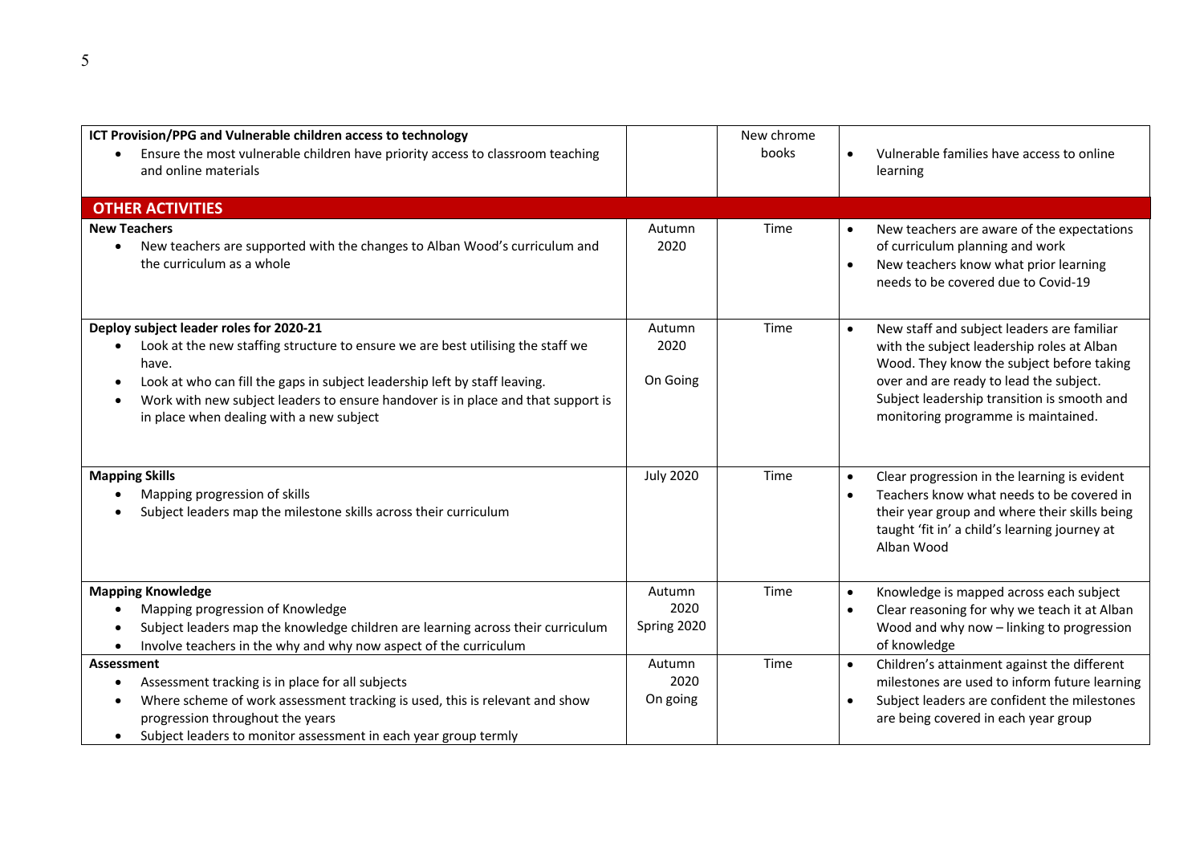| | | | |
|---|---|---|---|
| **ICT Provision/PPG and Vulnerable children access to technology**<br>• Ensure the most vulnerable children have priority access to classroom teaching and online materials | | New chrome books | • Vulnerable families have access to online learning |
| **OTHER ACTIVITIES** | | | |
| **New Teachers**<br>• New teachers are supported with the changes to Alban Wood's curriculum and the curriculum as a whole | Autumn 2020 | Time | • New teachers are aware of the expectations of curriculum planning and work<br>• New teachers know what prior learning needs to be covered due to Covid-19 |
| **Deploy subject leader roles for 2020-21**<br>• Look at the new staffing structure to ensure we are best utilising the staff we have.<br>• Look at who can fill the gaps in subject leadership left by staff leaving.<br>• Work with new subject leaders to ensure handover is in place and that support is in place when dealing with a new subject | Autumn 2020<br><br>On Going | Time | • New staff and subject leaders are familiar with the subject leadership roles at Alban Wood. They know the subject before taking over and are ready to lead the subject. Subject leadership transition is smooth and monitoring programme is maintained. |
| **Mapping Skills**<br>• Mapping progression of skills<br>• Subject leaders map the milestone skills across their curriculum | July 2020 | Time | • Clear progression in the learning is evident<br>• Teachers know what needs to be covered in their year group and where their skills being taught 'fit in' a child's learning journey at Alban Wood |
| **Mapping Knowledge**<br>• Mapping progression of Knowledge<br>• Subject leaders map the knowledge children are learning across their curriculum<br>• Involve teachers in the why and why now aspect of the curriculum | Autumn 2020<br>Spring 2020 | Time | • Knowledge is mapped across each subject<br>• Clear reasoning for why we teach it at Alban Wood and why now – linking to progression of knowledge |
| **Assessment**<br>• Assessment tracking is in place for all subjects<br>• Where scheme of work assessment tracking is used, this is relevant and show progression throughout the years<br>• Subject leaders to monitor assessment in each year group termly | Autumn 2020<br>On going | Time | • Children's attainment against the different milestones are used to inform future learning<br>• Subject leaders are confident the milestones are being covered in each year group |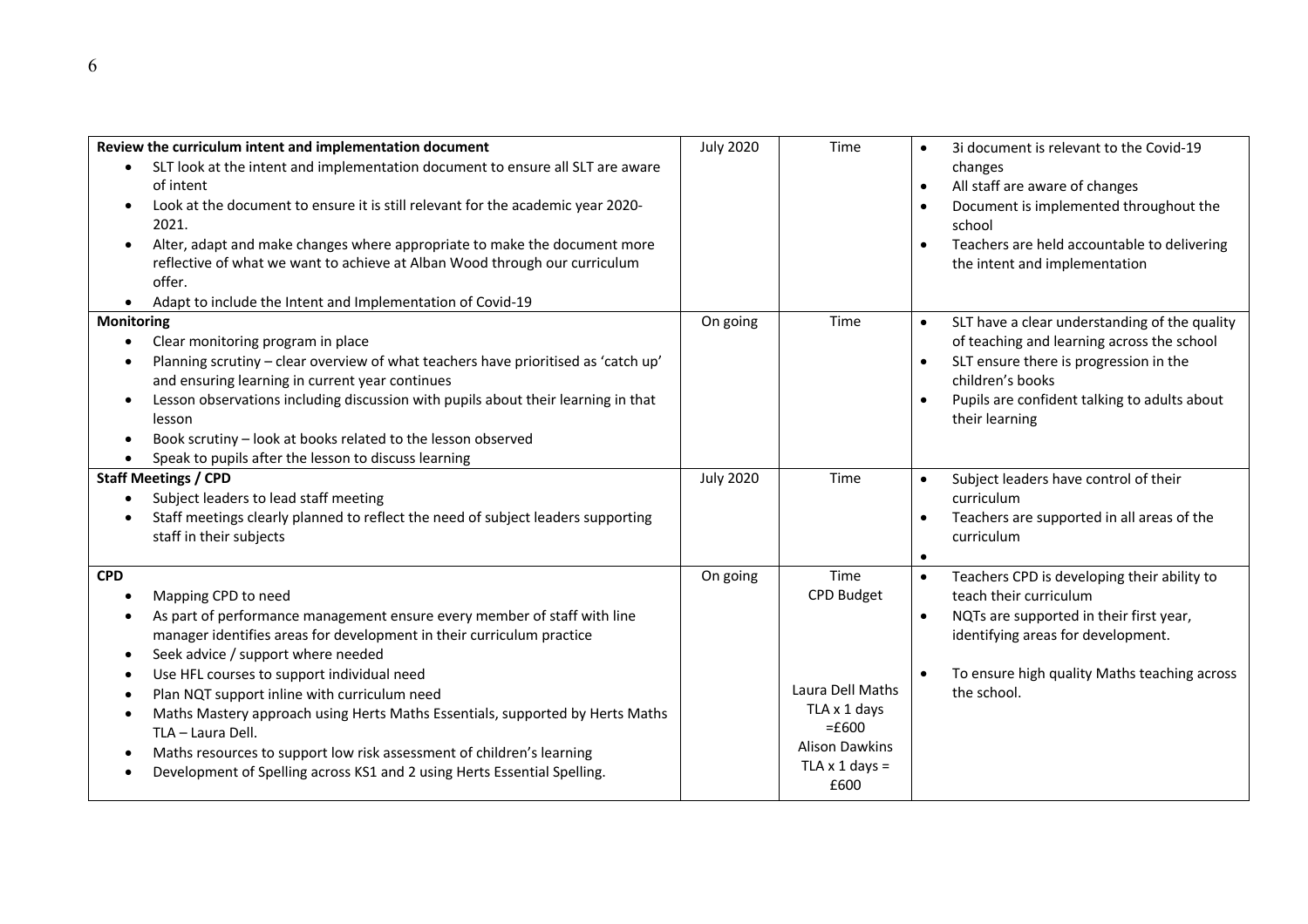| | | | |
|---|---|---|---|
| **Review the curriculum intent and implementation document**<br>• SLT look at the intent and implementation document to ensure all SLT are aware of intent<br>• Look at the document to ensure it is still relevant for the academic year 2020-2021.<br>• Alter, adapt and make changes where appropriate to make the document more reflective of what we want to achieve at Alban Wood through our curriculum offer.<br>• Adapt to include the Intent and Implementation of Covid-19 | July 2020 | Time | • 3i document is relevant to the Covid-19 changes<br>• All staff are aware of changes<br>• Document is implemented throughout the school<br>• Teachers are held accountable to delivering the intent and implementation |
| **Monitoring**<br>• Clear monitoring program in place<br>• Planning scrutiny – clear overview of what teachers have prioritised as 'catch up' and ensuring learning in current year continues<br>• Lesson observations including discussion with pupils about their learning in that lesson<br>• Book scrutiny – look at books related to the lesson observed<br>• Speak to pupils after the lesson to discuss learning | On going | Time | • SLT have a clear understanding of the quality of teaching and learning across the school<br>• SLT ensure there is progression in the children's books<br>• Pupils are confident talking to adults about their learning |
| **Staff Meetings / CPD**<br>• Subject leaders to lead staff meeting<br>• Staff meetings clearly planned to reflect the need of subject leaders supporting staff in their subjects | July 2020 | Time | • Subject leaders have control of their curriculum<br>• Teachers are supported in all areas of the curriculum<br>• |
| **CPD**<br>• Mapping CPD to need<br>• As part of performance management ensure every member of staff with line manager identifies areas for development in their curriculum practice<br>• Seek advice / support where needed<br>• Use HFL courses to support individual need<br>• Plan NQT support inline with curriculum need<br>• Maths Mastery approach using Herts Maths Essentials, supported by Herts Maths TLA – Laura Dell.<br>• Maths resources to support low risk assessment of children's learning<br>• Development of Spelling across KS1 and 2 using Herts Essential Spelling. | On going | Time<br>CPD Budget<br><br>Laura Dell Maths TLA x 1 days =£600<br>Alison Dawkins TLA x 1 days = £600 | • Teachers CPD is developing their ability to teach their curriculum<br>• NQTs are supported in their first year, identifying areas for development.<br>• To ensure high quality Maths teaching across the school. |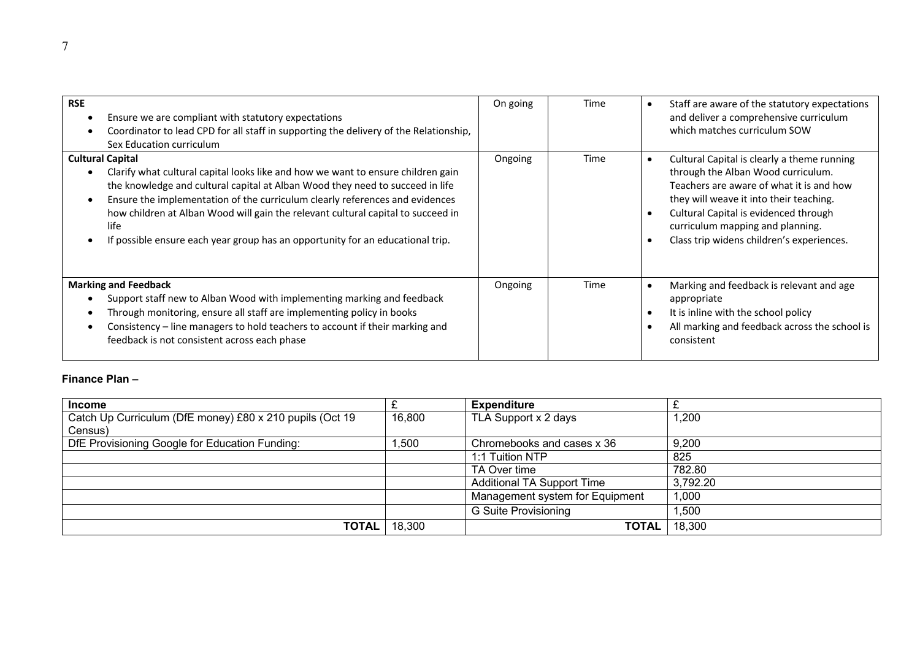| | | | |
|---|---|---|---|
| **RSE**<br>• Ensure we are compliant with statutory expectations<br>• Coordinator to lead CPD for all staff in supporting the delivery of the Relationship, Sex Education curriculum | On going | Time | • Staff are aware of the statutory expectations and deliver a comprehensive curriculum which matches curriculum SOW |
| **Cultural Capital**<br>• Clarify what cultural capital looks like and how we want to ensure children gain the knowledge and cultural capital at Alban Wood they need to succeed in life<br>• Ensure the implementation of the curriculum clearly references and evidences how children at Alban Wood will gain the relevant cultural capital to succeed in life<br>• If possible ensure each year group has an opportunity for an educational trip. | Ongoing | Time | • Cultural Capital is clearly a theme running through the Alban Wood curriculum. Teachers are aware of what it is and how they will weave it into their teaching.<br>• Cultural Capital is evidenced through curriculum mapping and planning.<br>• Class trip widens children's experiences. |
| **Marking and Feedback**<br>• Support staff new to Alban Wood with implementing marking and feedback<br>• Through monitoring, ensure all staff are implementing policy in books<br>• Consistency – line managers to hold teachers to account if their marking and feedback is not consistent across each phase | Ongoing | Time | • Marking and feedback is relevant and age appropriate<br>• It is inline with the school policy<br>• All marking and feedback across the school is consistent |

**Finance Plan –**

| **Income** | £ | **Expenditure** | £ |
|---|---|---|---|
| Catch Up Curriculum (DfE money) £80 x 210 pupils (Oct 19 Census) | 16,800 | TLA Support x 2 days | 1,200 |
| DfE Provisioning Google for Education Funding: | 1,500 | Chromebooks and cases x 36 | 9,200 |
| | | 1:1 Tuition NTP | 825 |
| | | TA Over time | 782.80 |
| | | Additional TA Support Time | 3,792.20 |
| | | Management system for Equipment | 1,000 |
| | | G Suite Provisioning | 1,500 |
| **TOTAL** | 18,300 | **TOTAL** | 18,300 |